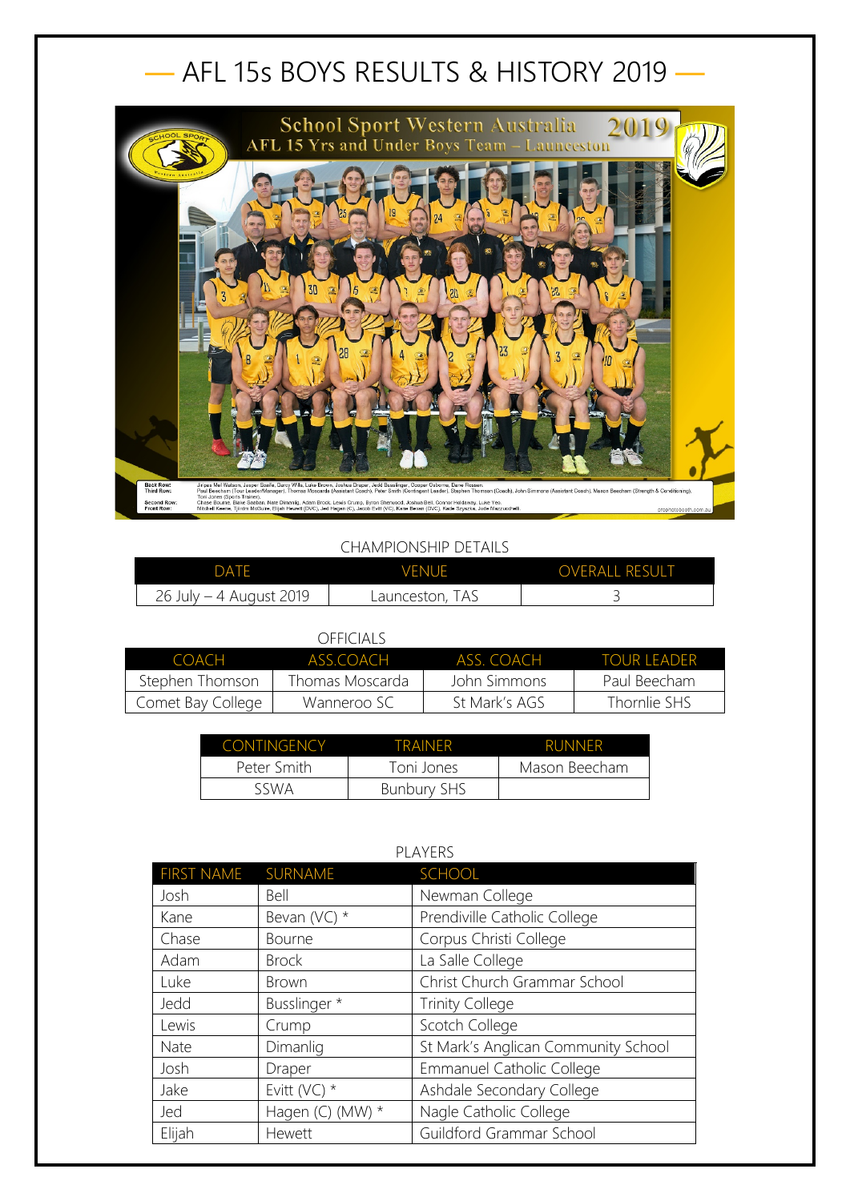# AFL 15s BOYS RESULTS & HISTORY 2019

School Sport Western Australia 2019
AFL 15 Yrs and Under Boys Team – Launceston

Back Row: Jirpas Mel Watson, Jasper Searle, Darcy Wills, Luke Brown, Joshua Draper, Jedd Busslinger, Cooper Osborne, Dane Rossen.
Third Row: Paul Beecham (Tour Leader/Manager), Thomas Moscarda (Assistant Coach), Peter Smith (Contingent Leader), Stephen Thomson (Coach), John Simmons (Assistant Coach), Mason Beecham (Strength & Conditioning), Toni Jones (Sports Trainer).
Second Row: Chase Bourne, Blake Seaton, Nate Dimanlig, Adam Brock, Lewis Crump, Byron Sherwood, Joshua Bell, Connor Holdaway, Luke Yeo.
Front Row: Mitchell Keene, Tjindre McGuire, Elijah Hewett (DVC), Jed Hagen (C), Jacob Evitt (VC), Kane Bevan (DVC), Kade Szyszka, Jude Mazzuchelli.

CHAMPIONSHIP DETAILS

| DATE | VENUE | OVERALL RESULT |
|---|---|---|
| 26 July – 4 August 2019 | Launceston, TAS | 3 |

OFFICIALS

| COACH | ASS.COACH | ASS. COACH | TOUR LEADER |
|---|---|---|---|
| Stephen Thomson | Thomas Moscarda | John Simmons | Paul Beecham |
| Comet Bay College | Wanneroo SC | St Mark's AGS | Thornlie SHS |

| CONTINGENCY | TRAINER | RUNNER |
|---|---|---|
| Peter Smith | Toni Jones | Mason Beecham |
| SSWA | Bunbury SHS | |

PLAYERS

| FIRST NAME | SURNAME | SCHOOL |
|---|---|---|
| Josh | Bell | Newman College |
| Kane | Bevan (VC) * | Prendiville Catholic College |
| Chase | Bourne | Corpus Christi College |
| Adam | Brock | La Salle College |
| Luke | Brown | Christ Church Grammar School |
| Jedd | Busslinger * | Trinity College |
| Lewis | Crump | Scotch College |
| Nate | Dimanlig | St Mark's Anglican Community School |
| Josh | Draper | Emmanuel Catholic College |
| Jake | Evitt (VC) * | Ashdale Secondary College |
| Jed | Hagen (C) (MW) * | Nagle Catholic College |
| Elijah | Hewett | Guildford Grammar School |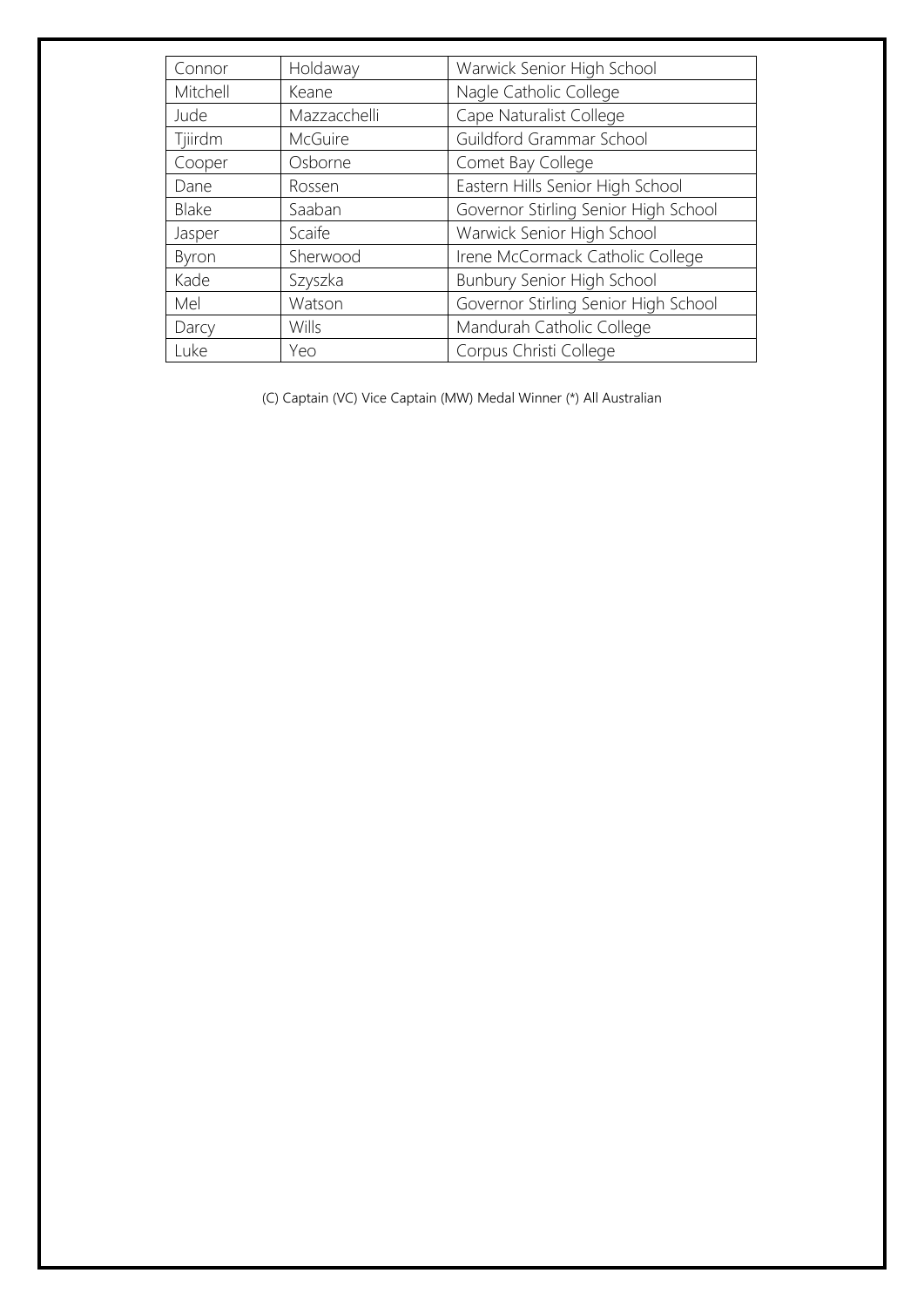| | | |
|---|---|---|
| Connor | Holdaway | Warwick Senior High School |
| Mitchell | Keane | Nagle Catholic College |
| Jude | Mazzacchelli | Cape Naturalist College |
| Tjiirdm | McGuire | Guildford Grammar School |
| Cooper | Osborne | Comet Bay College |
| Dane | Rossen | Eastern Hills Senior High School |
| Blake | Saaban | Governor Stirling Senior High School |
| Jasper | Scaife | Warwick Senior High School |
| Byron | Sherwood | Irene McCormack Catholic College |
| Kade | Szyszka | Bunbury Senior High School |
| Mel | Watson | Governor Stirling Senior High School |
| Darcy | Wills | Mandurah Catholic College |
| Luke | Yeo | Corpus Christi College |

(C) Captain (VC) Vice Captain (MW) Medal Winner (*) All Australian